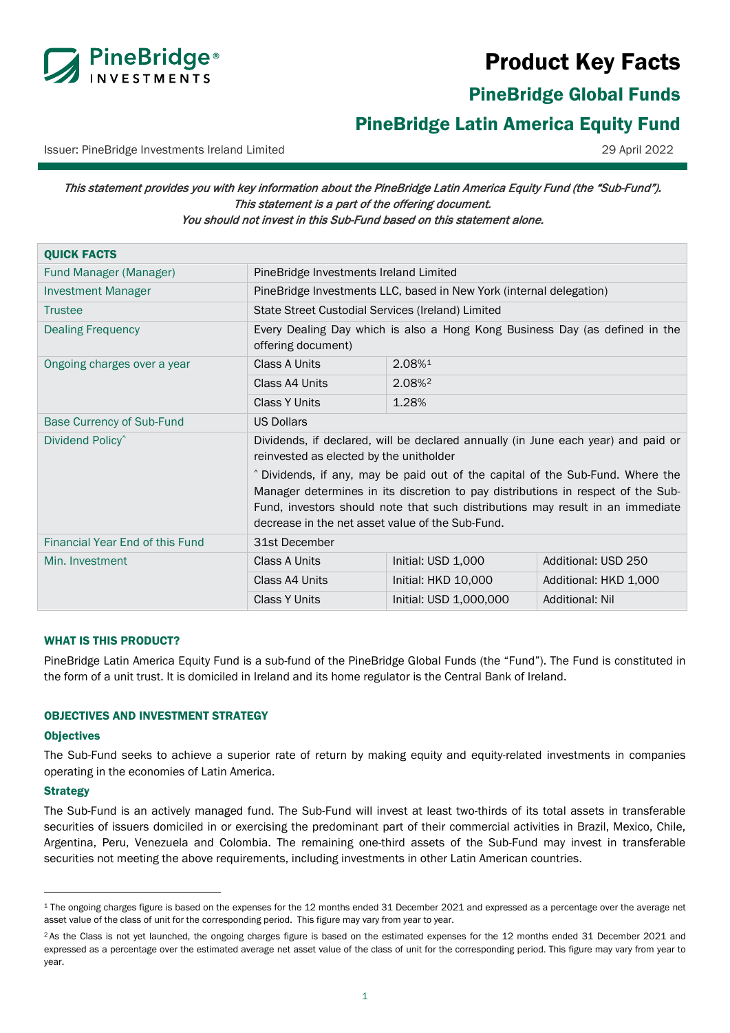# Product Key Facts

## PineBridge Global Funds

## PineBridge Latin America Equity Fund

Issuer: PineBridge Investments Ireland Limited

29 April 2022

*This statement provides you with key information about the PineBridge Latin America Equity Fund (the "Sub-Fund").*
*This statement is a part of the offering document.*
*You should not invest in this Sub-Fund based on this statement alone.*

| QUICK FACTS | | | |
|---|---|---|---|
| Fund Manager (Manager) | PineBridge Investments Ireland Limited | | |
| Investment Manager | PineBridge Investments LLC, based in New York (internal delegation) | | |
| Trustee | State Street Custodial Services (Ireland) Limited | | |
| Dealing Frequency | Every Dealing Day which is also a Hong Kong Business Day (as defined in the offering document) | | |
| Ongoing charges over a year | Class A Units | 2.08%[1] | |
| | Class A4 Units | 2.08%[2] | |
| | Class Y Units | 1.28% | |
| Base Currency of Sub-Fund | US Dollars | | |
| Dividend Policy^ | Dividends, if declared, will be declared annually (in June each year) and paid or reinvested as elected by the unitholder<br>^ Dividends, if any, may be paid out of the capital of the Sub-Fund. Where the Manager determines in its discretion to pay distributions in respect of the Sub-Fund, investors should note that such distributions may result in an immediate decrease in the net asset value of the Sub-Fund. | | |
| Financial Year End of this Fund | 31st December | | |
| Min. Investment | Class A Units | Initial: USD 1,000 | Additional: USD 250 |
| | Class A4 Units | Initial: HKD 10,000 | Additional: HKD 1,000 |
| | Class Y Units | Initial: USD 1,000,000 | Additional: Nil |

### WHAT IS THIS PRODUCT?

PineBridge Latin America Equity Fund is a sub-fund of the PineBridge Global Funds (the "Fund"). The Fund is constituted in the form of a unit trust. It is domiciled in Ireland and its home regulator is the Central Bank of Ireland.

### OBJECTIVES AND INVESTMENT STRATEGY

#### Objectives

The Sub-Fund seeks to achieve a superior rate of return by making equity and equity-related investments in companies operating in the economies of Latin America.

#### Strategy

The Sub-Fund is an actively managed fund. The Sub-Fund will invest at least two-thirds of its total assets in transferable securities of issuers domiciled in or exercising the predominant part of their commercial activities in Brazil, Mexico, Chile, Argentina, Peru, Venezuela and Colombia. The remaining one-third assets of the Sub-Fund may invest in transferable securities not meeting the above requirements, including investments in other Latin American countries.

---

[1] The ongoing charges figure is based on the expenses for the 12 months ended 31 December 2021 and expressed as a percentage over the average net asset value of the class of unit for the corresponding period. This figure may vary from year to year.

[2] As the Class is not yet launched, the ongoing charges figure is based on the estimated expenses for the 12 months ended 31 December 2021 and expressed as a percentage over the estimated average net asset value of the class of unit for the corresponding period. This figure may vary from year to year.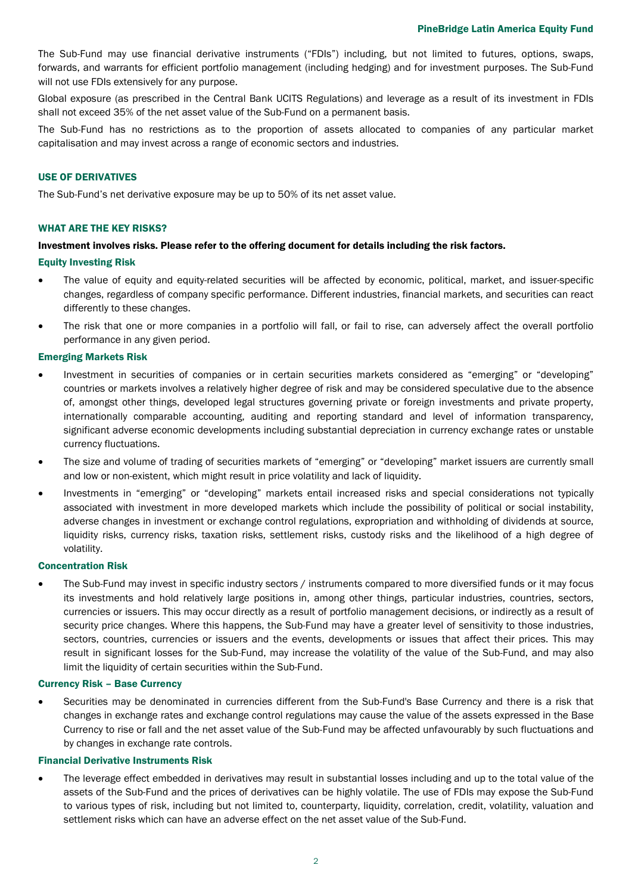The Sub-Fund may use financial derivative instruments ("FDIs") including, but not limited to futures, options, swaps, forwards, and warrants for efficient portfolio management (including hedging) and for investment purposes. The Sub-Fund will not use FDIs extensively for any purpose.

Global exposure (as prescribed in the Central Bank UCITS Regulations) and leverage as a result of its investment in FDIs shall not exceed 35% of the net asset value of the Sub-Fund on a permanent basis.

The Sub-Fund has no restrictions as to the proportion of assets allocated to companies of any particular market capitalisation and may invest across a range of economic sectors and industries.

## USE OF DERIVATIVES

The Sub-Fund's net derivative exposure may be up to 50% of its net asset value.

## WHAT ARE THE KEY RISKS?

**Investment involves risks. Please refer to the offering document for details including the risk factors.**

### Equity Investing Risk

- The value of equity and equity-related securities will be affected by economic, political, market, and issuer-specific changes, regardless of company specific performance. Different industries, financial markets, and securities can react differently to these changes.
- The risk that one or more companies in a portfolio will fall, or fail to rise, can adversely affect the overall portfolio performance in any given period.

### Emerging Markets Risk

- Investment in securities of companies or in certain securities markets considered as "emerging" or "developing" countries or markets involves a relatively higher degree of risk and may be considered speculative due to the absence of, amongst other things, developed legal structures governing private or foreign investments and private property, internationally comparable accounting, auditing and reporting standard and level of information transparency, significant adverse economic developments including substantial depreciation in currency exchange rates or unstable currency fluctuations.
- The size and volume of trading of securities markets of "emerging" or "developing" market issuers are currently small and low or non-existent, which might result in price volatility and lack of liquidity.
- Investments in "emerging" or "developing" markets entail increased risks and special considerations not typically associated with investment in more developed markets which include the possibility of political or social instability, adverse changes in investment or exchange control regulations, expropriation and withholding of dividends at source, liquidity risks, currency risks, taxation risks, settlement risks, custody risks and the likelihood of a high degree of volatility.

### Concentration Risk

- The Sub-Fund may invest in specific industry sectors / instruments compared to more diversified funds or it may focus its investments and hold relatively large positions in, among other things, particular industries, countries, sectors, currencies or issuers. This may occur directly as a result of portfolio management decisions, or indirectly as a result of security price changes. Where this happens, the Sub-Fund may have a greater level of sensitivity to those industries, sectors, countries, currencies or issuers and the events, developments or issues that affect their prices. This may result in significant losses for the Sub-Fund, may increase the volatility of the value of the Sub-Fund, and may also limit the liquidity of certain securities within the Sub-Fund.

### Currency Risk – Base Currency

- Securities may be denominated in currencies different from the Sub-Fund's Base Currency and there is a risk that changes in exchange rates and exchange control regulations may cause the value of the assets expressed in the Base Currency to rise or fall and the net asset value of the Sub-Fund may be affected unfavourably by such fluctuations and by changes in exchange rate controls.

### Financial Derivative Instruments Risk

- The leverage effect embedded in derivatives may result in substantial losses including and up to the total value of the assets of the Sub-Fund and the prices of derivatives can be highly volatile. The use of FDIs may expose the Sub-Fund to various types of risk, including but not limited to, counterparty, liquidity, correlation, credit, volatility, valuation and settlement risks which can have an adverse effect on the net asset value of the Sub-Fund.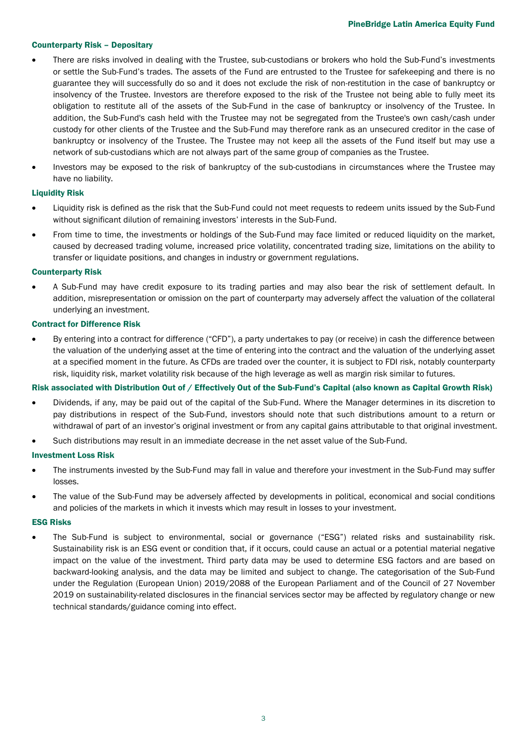#### Counterparty Risk – Depositary

- There are risks involved in dealing with the Trustee, sub-custodians or brokers who hold the Sub-Fund's investments or settle the Sub-Fund's trades. The assets of the Fund are entrusted to the Trustee for safekeeping and there is no guarantee they will successfully do so and it does not exclude the risk of non-restitution in the case of bankruptcy or insolvency of the Trustee. Investors are therefore exposed to the risk of the Trustee not being able to fully meet its obligation to restitute all of the assets of the Sub-Fund in the case of bankruptcy or insolvency of the Trustee. In addition, the Sub-Fund's cash held with the Trustee may not be segregated from the Trustee's own cash/cash under custody for other clients of the Trustee and the Sub-Fund may therefore rank as an unsecured creditor in the case of bankruptcy or insolvency of the Trustee. The Trustee may not keep all the assets of the Fund itself but may use a network of sub-custodians which are not always part of the same group of companies as the Trustee.
- Investors may be exposed to the risk of bankruptcy of the sub-custodians in circumstances where the Trustee may have no liability.

#### Liquidity Risk

- Liquidity risk is defined as the risk that the Sub-Fund could not meet requests to redeem units issued by the Sub-Fund without significant dilution of remaining investors' interests in the Sub-Fund.
- From time to time, the investments or holdings of the Sub-Fund may face limited or reduced liquidity on the market, caused by decreased trading volume, increased price volatility, concentrated trading size, limitations on the ability to transfer or liquidate positions, and changes in industry or government regulations.

#### Counterparty Risk

- A Sub-Fund may have credit exposure to its trading parties and may also bear the risk of settlement default. In addition, misrepresentation or omission on the part of counterparty may adversely affect the valuation of the collateral underlying an investment.

#### Contract for Difference Risk

- By entering into a contract for difference ("CFD"), a party undertakes to pay (or receive) in cash the difference between the valuation of the underlying asset at the time of entering into the contract and the valuation of the underlying asset at a specified moment in the future. As CFDs are traded over the counter, it is subject to FDI risk, notably counterparty risk, liquidity risk, market volatility risk because of the high leverage as well as margin risk similar to futures.

#### Risk associated with Distribution Out of / Effectively Out of the Sub-Fund's Capital (also known as Capital Growth Risk)

- Dividends, if any, may be paid out of the capital of the Sub-Fund. Where the Manager determines in its discretion to pay distributions in respect of the Sub-Fund, investors should note that such distributions amount to a return or withdrawal of part of an investor's original investment or from any capital gains attributable to that original investment.
- Such distributions may result in an immediate decrease in the net asset value of the Sub-Fund.

#### Investment Loss Risk

- The instruments invested by the Sub-Fund may fall in value and therefore your investment in the Sub-Fund may suffer losses.
- The value of the Sub-Fund may be adversely affected by developments in political, economical and social conditions and policies of the markets in which it invests which may result in losses to your investment.

#### ESG Risks

- The Sub-Fund is subject to environmental, social or governance ("ESG") related risks and sustainability risk. Sustainability risk is an ESG event or condition that, if it occurs, could cause an actual or a potential material negative impact on the value of the investment. Third party data may be used to determine ESG factors and are based on backward-looking analysis, and the data may be limited and subject to change. The categorisation of the Sub-Fund under the Regulation (European Union) 2019/2088 of the European Parliament and of the Council of 27 November 2019 on sustainability-related disclosures in the financial services sector may be affected by regulatory change or new technical standards/guidance coming into effect.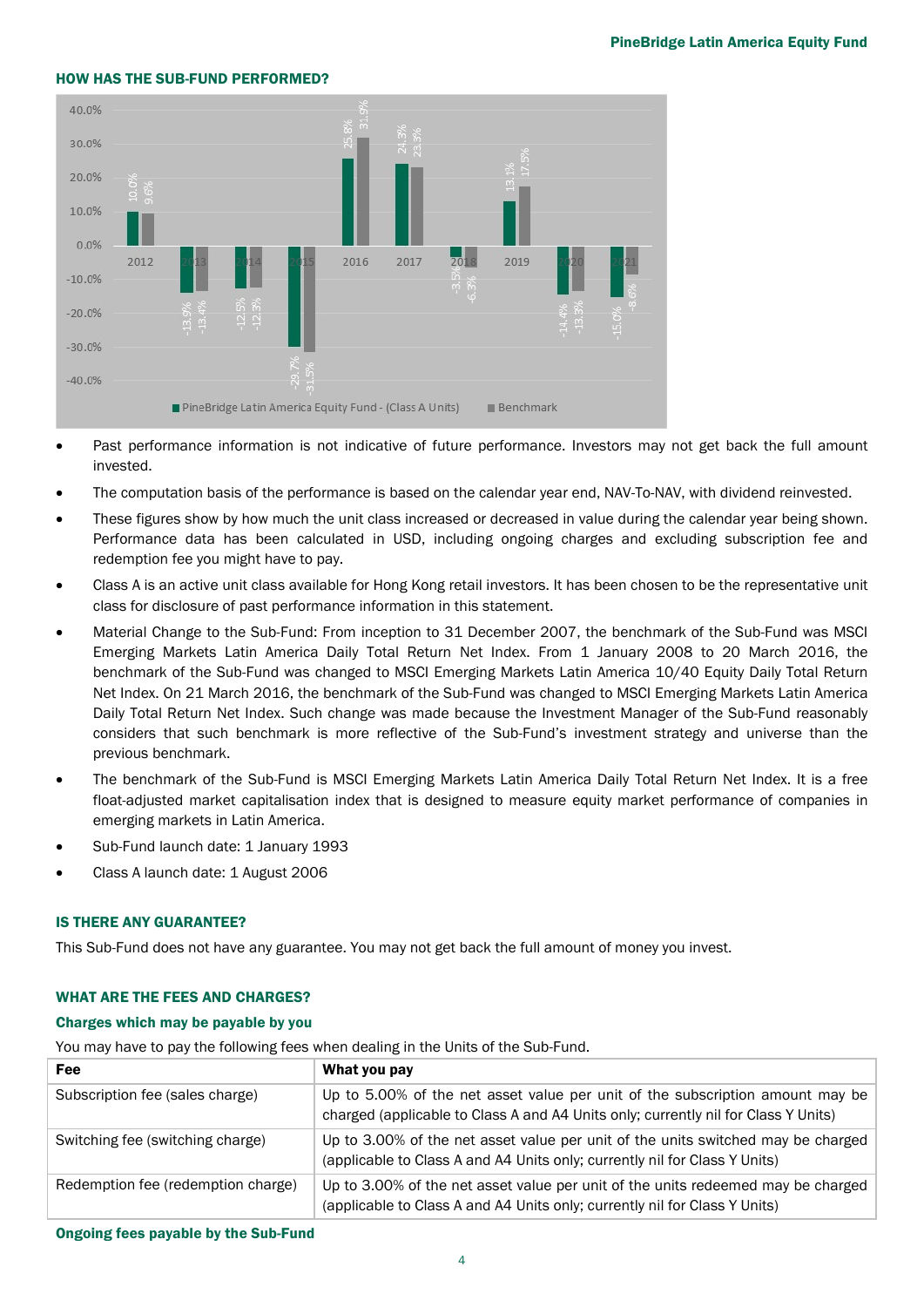## HOW HAS THE SUB-FUND PERFORMED?

| Year | PineBridge Latin America Equity Fund - (Class A Units) | Benchmark |
|---|---|---|
| 2012 | 10.0% | 9.6% |
| 2013 | -13.9% | -13.4% |
| 2014 | -12.5% | -12.3% |
| 2015 | -29.7% | -31.5% |
| 2016 | 25.8% | 31.9% |
| 2017 | 24.3% | 23.3% |
| 2018 | -3.5% | -6.3% |
| 2019 | 13.1% | 17.5% |
| 2020 | -14.4% | -13.3% |
| 2021 | -15.0% | -8.6% |

- Past performance information is not indicative of future performance. Investors may not get back the full amount invested.
- The computation basis of the performance is based on the calendar year end, NAV-To-NAV, with dividend reinvested.
- These figures show by how much the unit class increased or decreased in value during the calendar year being shown. Performance data has been calculated in USD, including ongoing charges and excluding subscription fee and redemption fee you might have to pay.
- Class A is an active unit class available for Hong Kong retail investors. It has been chosen to be the representative unit class for disclosure of past performance information in this statement.
- Material Change to the Sub-Fund: From inception to 31 December 2007, the benchmark of the Sub-Fund was MSCI Emerging Markets Latin America Daily Total Return Net Index. From 1 January 2008 to 20 March 2016, the benchmark of the Sub-Fund was changed to MSCI Emerging Markets Latin America 10/40 Equity Daily Total Return Net Index. On 21 March 2016, the benchmark of the Sub-Fund was changed to MSCI Emerging Markets Latin America Daily Total Return Net Index. Such change was made because the Investment Manager of the Sub-Fund reasonably considers that such benchmark is more reflective of the Sub-Fund's investment strategy and universe than the previous benchmark.
- The benchmark of the Sub-Fund is MSCI Emerging Markets Latin America Daily Total Return Net Index. It is a free float-adjusted market capitalisation index that is designed to measure equity market performance of companies in emerging markets in Latin America.
- Sub-Fund launch date: 1 January 1993
- Class A launch date: 1 August 2006

## IS THERE ANY GUARANTEE?

This Sub-Fund does not have any guarantee. You may not get back the full amount of money you invest.

## WHAT ARE THE FEES AND CHARGES?

### Charges which may be payable by you

You may have to pay the following fees when dealing in the Units of the Sub-Fund.

| Fee | What you pay |
|---|---|
| Subscription fee (sales charge) | Up to 5.00% of the net asset value per unit of the subscription amount may be charged (applicable to Class A and A4 Units only; currently nil for Class Y Units) |
| Switching fee (switching charge) | Up to 3.00% of the net asset value per unit of the units switched may be charged (applicable to Class A and A4 Units only; currently nil for Class Y Units) |
| Redemption fee (redemption charge) | Up to 3.00% of the net asset value per unit of the units redeemed may be charged (applicable to Class A and A4 Units only; currently nil for Class Y Units) |

### Ongoing fees payable by the Sub-Fund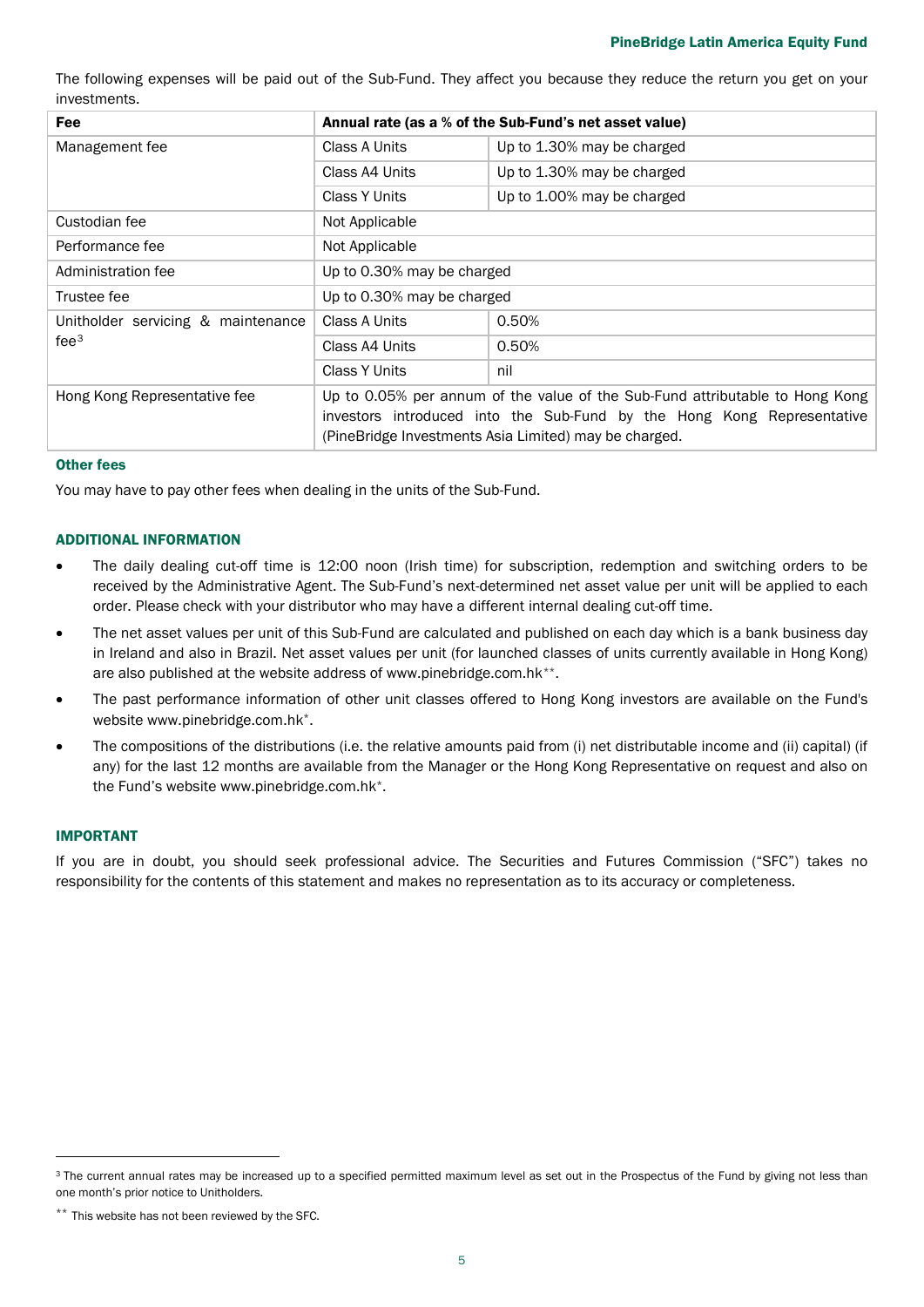The following expenses will be paid out of the Sub-Fund. They affect you because they reduce the return you get on your investments.

| Fee | Annual rate (as a % of the Sub-Fund's net asset value) | |
|---|---|---|
| Management fee | Class A Units | Up to 1.30% may be charged |
| | Class A4 Units | Up to 1.30% may be charged |
| | Class Y Units | Up to 1.00% may be charged |
| Custodian fee | Not Applicable | |
| Performance fee | Not Applicable | |
| Administration fee | Up to 0.30% may be charged | |
| Trustee fee | Up to 0.30% may be charged | |
| Unitholder servicing & maintenance fee[3] | Class A Units | 0.50% |
| | Class A4 Units | 0.50% |
| | Class Y Units | nil |
| Hong Kong Representative fee | Up to 0.05% per annum of the value of the Sub-Fund attributable to Hong Kong investors introduced into the Sub-Fund by the Hong Kong Representative (PineBridge Investments Asia Limited) may be charged. | |

### Other fees

You may have to pay other fees when dealing in the units of the Sub-Fund.

## ADDITIONAL INFORMATION

- The daily dealing cut-off time is 12:00 noon (Irish time) for subscription, redemption and switching orders to be received by the Administrative Agent. The Sub-Fund's next-determined net asset value per unit will be applied to each order. Please check with your distributor who may have a different internal dealing cut-off time.
- The net asset values per unit of this Sub-Fund are calculated and published on each day which is a bank business day in Ireland and also in Brazil. Net asset values per unit (for launched classes of units currently available in Hong Kong) are also published at the website address of www.pinebridge.com.hk**.
- The past performance information of other unit classes offered to Hong Kong investors are available on the Fund's website www.pinebridge.com.hk*.
- The compositions of the distributions (i.e. the relative amounts paid from (i) net distributable income and (ii) capital) (if any) for the last 12 months are available from the Manager or the Hong Kong Representative on request and also on the Fund's website www.pinebridge.com.hk*.

## IMPORTANT

If you are in doubt, you should seek professional advice. The Securities and Futures Commission ("SFC") takes no responsibility for the contents of this statement and makes no representation as to its accuracy or completeness.

---

[3] The current annual rates may be increased up to a specified permitted maximum level as set out in the Prospectus of the Fund by giving not less than one month's prior notice to Unitholders.

** This website has not been reviewed by the SFC.